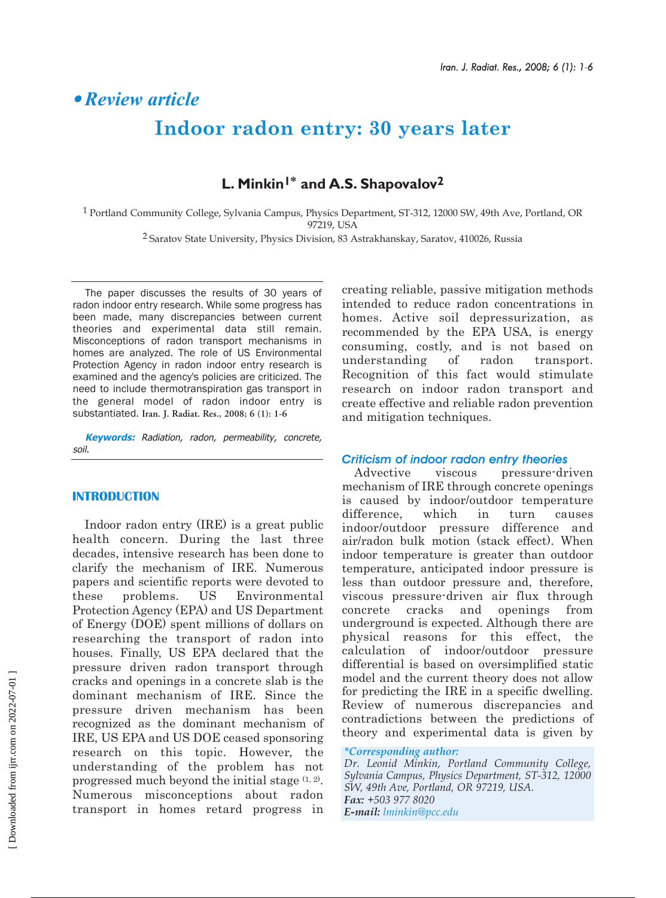• *Review article*

# Indoor radon entry: 30 years later

**L. Minkin[1*] and A.S. Shapovalov[2]**

[1] Portland Community College, Sylvania Campus, Physics Department, ST-312, 12000 SW, 49th Ave, Portland, OR 97219, USA

[2] Saratov State University, Physics Division, 83 Astrakhanskay, Saratov, 410026, Russia

The paper discusses the results of 30 years of radon indoor entry research. While some progress has been made, many discrepancies between current theories and experimental data still remain. Misconceptions of radon transport mechanisms in homes are analyzed. The role of US Environmental Protection Agency in radon indoor entry research is examined and the agency's policies are criticized. The need to include thermotranspiration gas transport in the general model of radon indoor entry is substantiated. **Iran. J. Radiat. Res., 2008; 6 (1): 1-6**

***Keywords:*** *Radiation, radon, permeability, concrete, soil.*

## INTRODUCTION

Indoor radon entry (IRE) is a great public health concern. During the last three decades, intensive research has been done to clarify the mechanism of IRE. Numerous papers and scientific reports were devoted to these problems. US Environmental Protection Agency (EPA) and US Department of Energy (DOE) spent millions of dollars on researching the transport of radon into houses. Finally, US EPA declared that the pressure driven radon transport through cracks and openings in a concrete slab is the dominant mechanism of IRE. Since the pressure driven mechanism has been recognized as the dominant mechanism of IRE, US EPA and US DOE ceased sponsoring research on this topic. However, the understanding of the problem has not progressed much beyond the initial stage [1, 2]. Numerous misconceptions about radon transport in homes retard progress in creating reliable, passive mitigation methods intended to reduce radon concentrations in homes. Active soil depressurization, as recommended by the EPA USA, is energy consuming, costly, and is not based on understanding of radon transport. Recognition of this fact would stimulate research on indoor radon transport and create effective and reliable radon prevention and mitigation techniques.

### *Criticism of indoor radon entry theories*

Advective viscous pressure-driven mechanism of IRE through concrete openings is caused by indoor/outdoor temperature difference, which in turn causes indoor/outdoor pressure difference and air/radon bulk motion (stack effect). When indoor temperature is greater than outdoor temperature, anticipated indoor pressure is less than outdoor pressure and, therefore, viscous pressure-driven air flux through concrete cracks and openings from underground is expected. Although there are physical reasons for this effect, the calculation of indoor/outdoor pressure differential is based on oversimplified static model and the current theory does not allow for predicting the IRE in a specific dwelling. Review of numerous discrepancies and contradictions between the predictions of theory and experimental data is given by

***Corresponding author:***
*Dr. Leonid Minkin, Portland Community College, Sylvania Campus, Physics Department, ST-312, 12000 SW, 49th Ave, Portland, OR 97219, USA.*
***Fax:*** *+503 977 8020*
***E-mail:*** *lminkin@pcc.edu*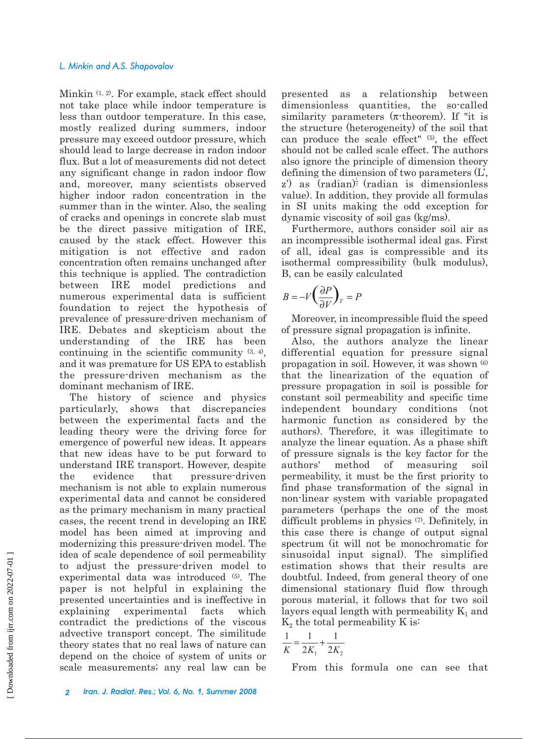Minkin [1, 2]. For example, stack effect should not take place while indoor temperature is less than outdoor temperature. In this case, mostly realized during summers, indoor pressure may exceed outdoor pressure, which should lead to large decrease in radon indoor flux. But a lot of measurements did not detect any significant change in radon indoor flow and, moreover, many scientists observed higher indoor radon concentration in the summer than in the winter. Also, the sealing of cracks and openings in concrete slab must be the direct passive mitigation of IRE, caused by the stack effect. However this mitigation is not effective and radon concentration often remains unchanged after this technique is applied. The contradiction between IRE model predictions and numerous experimental data is sufficient foundation to reject the hypothesis of prevalence of pressure-driven mechanism of IRE. Debates and skepticism about the understanding of the IRE has been continuing in the scientific community [3, 4], and it was premature for US EPA to establish the pressure-driven mechanism as the dominant mechanism of IRE.

The history of science and physics particularly, shows that discrepancies between the experimental facts and the leading theory were the driving force for emergence of powerful new ideas. It appears that new ideas have to be put forward to understand IRE transport. However, despite the evidence that pressure-driven mechanism is not able to explain numerous experimental data and cannot be considered as the primary mechanism in many practical cases, the recent trend in developing an IRE model has been aimed at improving and modernizing this pressure-driven model. The idea of scale dependence of soil permeability to adjust the pressure-driven model to experimental data was introduced [5]. The paper is not helpful in explaining the presented uncertainties and is ineffective in explaining experimental facts which contradict the predictions of the viscous advective transport concept. The similitude theory states that no real laws of nature can depend on the choice of system of units or scale measurements; any real law can be presented as a relationship between dimensionless quantities, the so-called similarity parameters (π-theorem). If "it is the structure (heterogeneity) of the soil that can produce the scale effect" [5], the effect should not be called scale effect. The authors also ignore the principle of dimension theory defining the dimension of two parameters (L', z') as $(\text{radian})^{\frac{1}{2}}$ (radian is dimensionless value). In addition, they provide all formulas in SI units making the odd exception for dynamic viscosity of soil gas (kg/ms).

Furthermore, authors consider soil air as an incompressible isothermal ideal gas. First of all, ideal gas is compressible and its isothermal compressibility (bulk modulus), B, can be easily calculated

$$B = -V\left(\frac{\partial P}{\partial V}\right)_T = P$$

Moreover, in incompressible fluid the speed of pressure signal propagation is infinite.

Also, the authors analyze the linear differential equation for pressure signal propagation in soil. However, it was shown [6] that the linearization of the equation of pressure propagation in soil is possible for constant soil permeability and specific time independent boundary conditions (not harmonic function as considered by the authors). Therefore, it was illegitimate to analyze the linear equation. As a phase shift of pressure signals is the key factor for the authors' method of measuring soil permeability, it must be the first priority to find phase transformation of the signal in non-linear system with variable propagated parameters (perhaps the one of the most difficult problems in physics [7]. Definitely, in this case there is change of output signal spectrum (it will not be monochromatic for sinusoidal input signal). The simplified estimation shows that their results are doubtful. Indeed, from general theory of one dimensional stationary fluid flow through porous material, it follows that for two soil layers equal length with permeability $K_1$ and $K_2$ the total permeability K is:

$$\frac{1}{K} = \frac{1}{2K_1} + \frac{1}{2K_2}$$

From this formula one can see that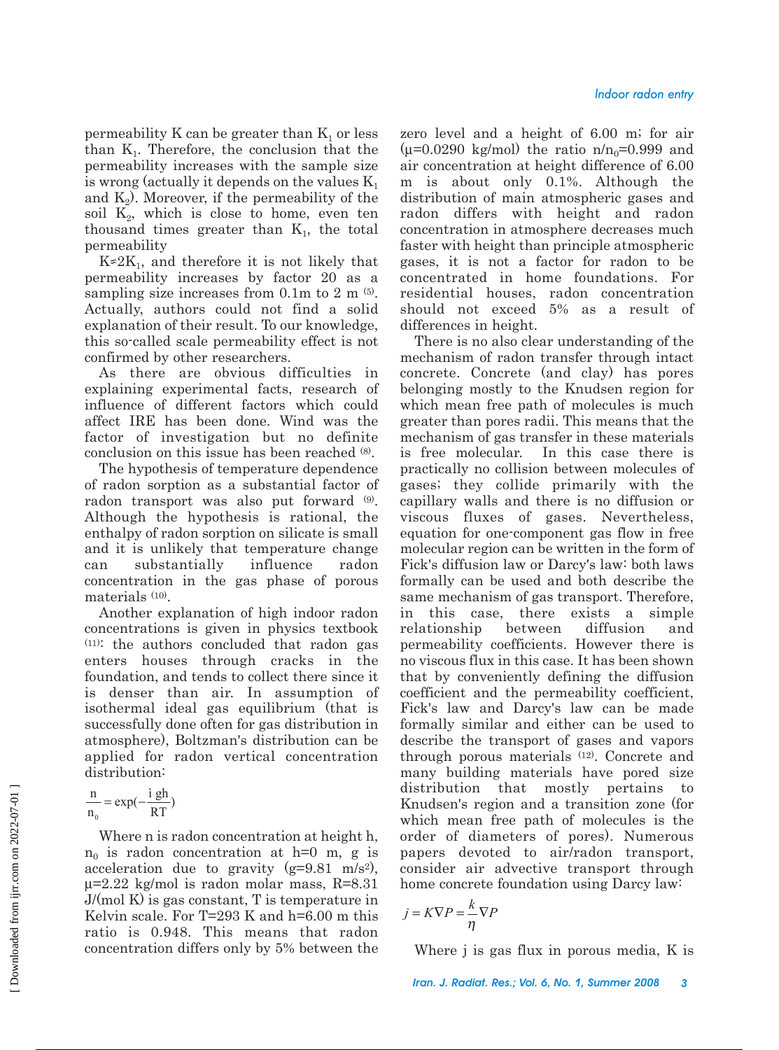permeability K can be greater than $K_1$ or less than $K_1$. Therefore, the conclusion that the permeability increases with the sample size is wrong (actually it depends on the values $K_1$ and $K_2$). Moreover, if the permeability of the soil $K_2$, which is close to home, even ten thousand times greater than $K_1$, the total permeability

$K \approx 2K_1$, and therefore it is not likely that permeability increases by factor 20 as a sampling size increases from 0.1m to 2 m [5]. Actually, authors could not find a solid explanation of their result. To our knowledge, this so-called scale permeability effect is not confirmed by other researchers.

As there are obvious difficulties in explaining experimental facts, research of influence of different factors which could affect IRE has been done. Wind was the factor of investigation but no definite conclusion on this issue has been reached [8].

The hypothesis of temperature dependence of radon sorption as a substantial factor of radon transport was also put forward [9]. Although the hypothesis is rational, the enthalpy of radon sorption on silicate is small and it is unlikely that temperature change can substantially influence radon concentration in the gas phase of porous materials [10].

Another explanation of high indoor radon concentrations is given in physics textbook [11]: the authors concluded that radon gas enters houses through cracks in the foundation, and tends to collect there since it is denser than air. In assumption of isothermal ideal gas equilibrium (that is successfully done often for gas distribution in atmosphere), Boltzman's distribution can be applied for radon vertical concentration distribution:

$$\frac{n}{n_0} = \exp\left(-\frac{\mu g h}{RT}\right)$$

Where n is radon concentration at height h, $n_0$ is radon concentration at h=0 m, g is acceleration due to gravity (g=9.81 m/s$^2$), $\mu$=2.22 kg/mol is radon molar mass, R=8.31 J/(mol K) is gas constant, T is temperature in Kelvin scale. For T=293 K and h=6.00 m this ratio is 0.948. This means that radon concentration differs only by 5% between the zero level and a height of 6.00 m; for air ($\mu$=0.0290 kg/mol) the ratio $n/n_0$=0.999 and air concentration at height difference of 6.00 m is about only 0.1%. Although the distribution of main atmospheric gases and radon differs with height and radon concentration in atmosphere decreases much faster with height than principle atmospheric gases, it is not a factor for radon to be concentrated in home foundations. For residential houses, radon concentration should not exceed 5% as a result of differences in height.

There is no also clear understanding of the mechanism of radon transfer through intact concrete. Concrete (and clay) has pores belonging mostly to the Knudsen region for which mean free path of molecules is much greater than pores radii. This means that the mechanism of gas transfer in these materials is free molecular. In this case there is practically no collision between molecules of gases; they collide primarily with the capillary walls and there is no diffusion or viscous fluxes of gases. Nevertheless, equation for one-component gas flow in free molecular region can be written in the form of Fick's diffusion law or Darcy's law: both laws formally can be used and both describe the same mechanism of gas transport. Therefore, in this case, there exists a simple relationship between diffusion and permeability coefficients. However there is no viscous flux in this case. It has been shown that by conveniently defining the diffusion coefficient and the permeability coefficient, Fick's law and Darcy's law can be made formally similar and either can be used to describe the transport of gases and vapors through porous materials [12]. Concrete and many building materials have pored size distribution that mostly pertains to Knudsen's region and a transition zone (for which mean free path of molecules is the order of diameters of pores). Numerous papers devoted to air/radon transport, consider air advective transport through home concrete foundation using Darcy law:

$$j = K\nabla P = \frac{k}{\eta}\nabla P$$

Where j is gas flux in porous media, K is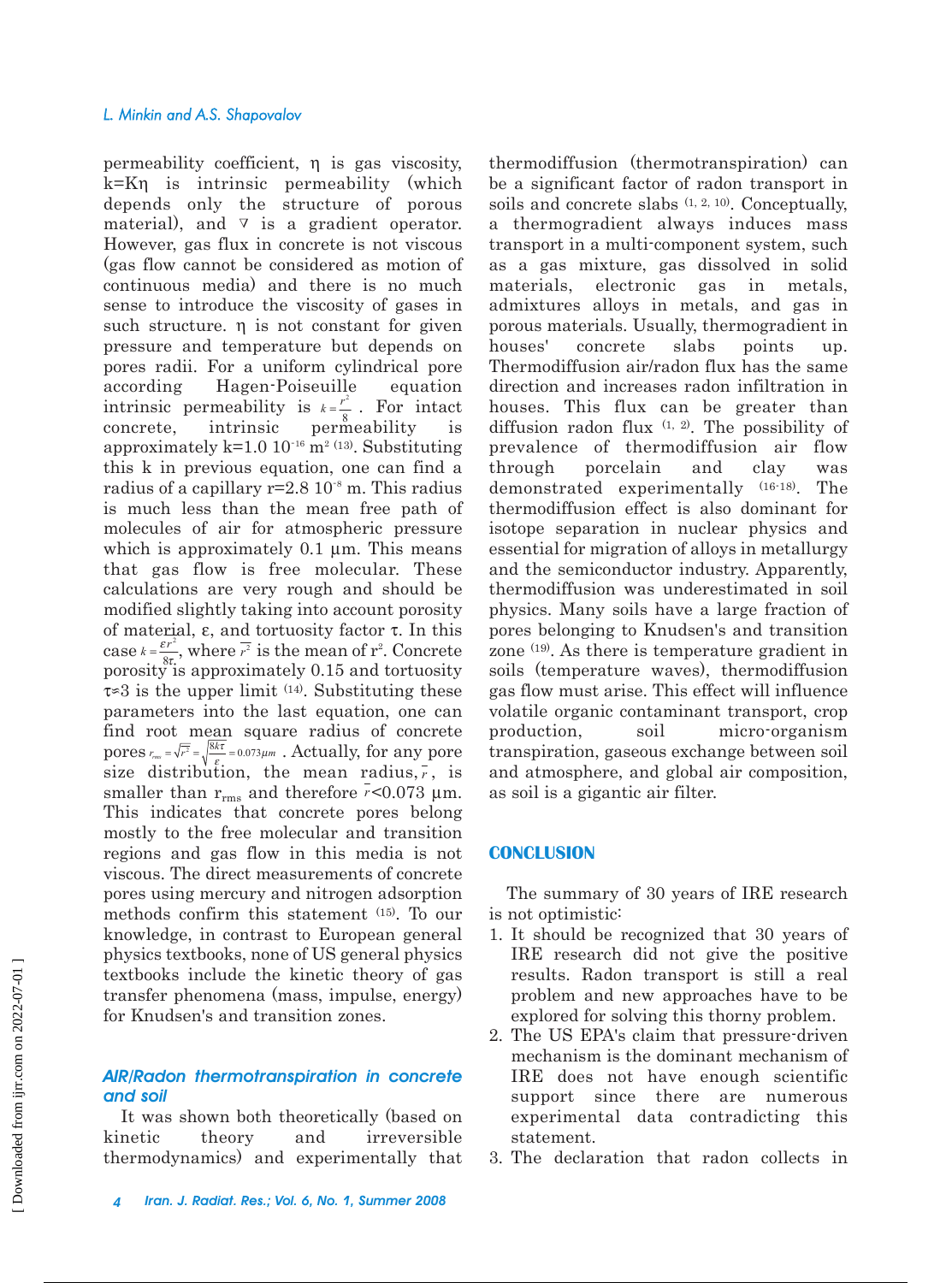permeability coefficient, $\eta$ is gas viscosity, $k=K\eta$ is intrinsic permeability (which depends only the structure of porous material), and $\nabla$ is a gradient operator. However, gas flux in concrete is not viscous (gas flow cannot be considered as motion of continuous media) and there is no much sense to introduce the viscosity of gases in such structure. $\eta$ is not constant for given pressure and temperature but depends on pores radii. For a uniform cylindrical pore according Hagen-Poiseuille equation intrinsic permeability is $k=\frac{r^2}{8}$. For intact concrete, intrinsic permeability is approximately $k=1.0\ 10^{-16}\ m^2$ [13]. Substituting this k in previous equation, one can find a radius of a capillary $r=2.8\ 10^{-8}$ m. This radius is much less than the mean free path of molecules of air for atmospheric pressure which is approximately 0.1 µm. This means that gas flow is free molecular. These calculations are very rough and should be modified slightly taking into account porosity of material, $\varepsilon$, and tortuosity factor $\tau$. In this case $k=\frac{\varepsilon \overline{r^2}}{8\tau}$, where $\overline{r^2}$ is the mean of $r^2$. Concrete porosity is approximately 0.15 and tortuosity $\tau\approx 3$ is the upper limit [14]. Substituting these parameters into the last equation, one can find root mean square radius of concrete pores $r_{rms}=\sqrt{\overline{r^2}}=\sqrt{\frac{8k\tau}{\varepsilon}}=0.073\mu m$. Actually, for any pore size distribution, the mean radius, $\bar{r}$, is smaller than $r_{rms}$ and therefore $\bar{r}<0.073$ µm. This indicates that concrete pores belong mostly to the free molecular and transition regions and gas flow in this media is not viscous. The direct measurements of concrete pores using mercury and nitrogen adsorption methods confirm this statement [15]. To our knowledge, in contrast to European general physics textbooks, none of US general physics textbooks include the kinetic theory of gas transfer phenomena (mass, impulse, energy) for Knudsen's and transition zones.

### *AIR/Radon thermotranspiration in concrete and soil*

It was shown both theoretically (based on kinetic theory and irreversible thermodynamics) and experimentally that thermodiffusion (thermotranspiration) can be a significant factor of radon transport in soils and concrete slabs [1, 2, 10]. Conceptually, a thermogradient always induces mass transport in a multi-component system, such as a gas mixture, gas dissolved in solid materials, electronic gas in metals, admixtures alloys in metals, and gas in porous materials. Usually, thermogradient in houses' concrete slabs points up. Thermodiffusion air/radon flux has the same direction and increases radon infiltration in houses. This flux can be greater than diffusion radon flux [1, 2]. The possibility of prevalence of thermodiffusion air flow through porcelain and clay was demonstrated experimentally [16-18]. The thermodiffusion effect is also dominant for isotope separation in nuclear physics and essential for migration of alloys in metallurgy and the semiconductor industry. Apparently, thermodiffusion was underestimated in soil physics. Many soils have a large fraction of pores belonging to Knudsen's and transition zone [19]. As there is temperature gradient in soils (temperature waves), thermodiffusion gas flow must arise. This effect will influence volatile organic contaminant transport, crop production, soil micro-organism transpiration, gaseous exchange between soil and atmosphere, and global air composition, as soil is a gigantic air filter.

## CONCLUSION

The summary of 30 years of IRE research is not optimistic:

1. It should be recognized that 30 years of IRE research did not give the positive results. Radon transport is still a real problem and new approaches have to be explored for solving this thorny problem.
2. The US EPA's claim that pressure-driven mechanism is the dominant mechanism of IRE does not have enough scientific support since there are numerous experimental data contradicting this statement.
3. The declaration that radon collects in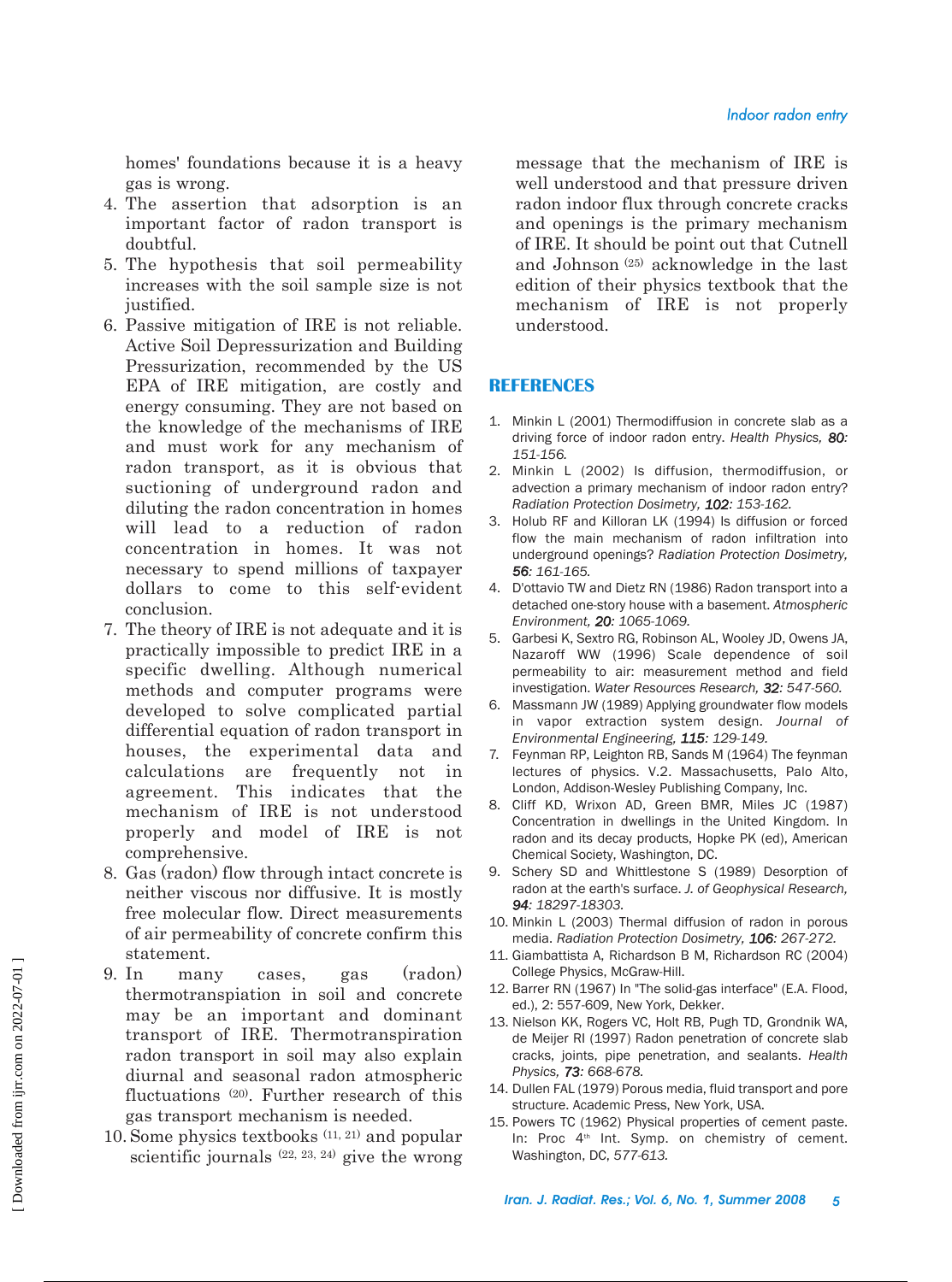homes' foundations because it is a heavy gas is wrong.

4. The assertion that adsorption is an important factor of radon transport is doubtful.
5. The hypothesis that soil permeability increases with the soil sample size is not justified.
6. Passive mitigation of IRE is not reliable. Active Soil Depressurization and Building Pressurization, recommended by the US EPA of IRE mitigation, are costly and energy consuming. They are not based on the knowledge of the mechanisms of IRE and must work for any mechanism of radon transport, as it is obvious that suctioning of underground radon and diluting the radon concentration in homes will lead to a reduction of radon concentration in homes. It was not necessary to spend millions of taxpayer dollars to come to this self-evident conclusion.
7. The theory of IRE is not adequate and it is practically impossible to predict IRE in a specific dwelling. Although numerical methods and computer programs were developed to solve complicated partial differential equation of radon transport in houses, the experimental data and calculations are frequently not in agreement. This indicates that the mechanism of IRE is not understood properly and model of IRE is not comprehensive.
8. Gas (radon) flow through intact concrete is neither viscous nor diffusive. It is mostly free molecular flow. Direct measurements of air permeability of concrete confirm this statement.
9. In many cases, gas (radon) thermotranspiation in soil and concrete may be an important and dominant transport of IRE. Thermotranspiration radon transport in soil may also explain diurnal and seasonal radon atmospheric fluctuations [20]. Further research of this gas transport mechanism is needed.
10. Some physics textbooks [11, 21] and popular scientific journals [22, 23, 24] give the wrong message that the mechanism of IRE is well understood and that pressure driven radon indoor flux through concrete cracks and openings is the primary mechanism of IRE. It should be point out that Cutnell and Johnson [25] acknowledge in the last edition of their physics textbook that the mechanism of IRE is not properly understood.

## REFERENCES

1. Minkin L (2001) Thermodiffusion in concrete slab as a driving force of indoor radon entry. *Health Physics, **80**: 151-156.*
2. Minkin L (2002) Is diffusion, thermodiffusion, or advection a primary mechanism of indoor radon entry? *Radiation Protection Dosimetry, **102**: 153-162.*
3. Holub RF and Killoran LK (1994) Is diffusion or forced flow the main mechanism of radon infiltration into underground openings? *Radiation Protection Dosimetry, **56**: 161-165.*
4. D'ottavio TW and Dietz RN (1986) Radon transport into a detached one-story house with a basement. *Atmospheric Environment, **20**: 1065-1069.*
5. Garbesi K, Sextro RG, Robinson AL, Wooley JD, Owens JA, Nazaroff WW (1996) Scale dependence of soil permeability to air: measurement method and field investigation. *Water Resources Research, **32**: 547-560.*
6. Massmann JW (1989) Applying groundwater flow models in vapor extraction system design. *Journal of Environmental Engineering, **115**: 129-149.*
7. Feynman RP, Leighton RB, Sands M (1964) The feynman lectures of physics. V.2. Massachusetts, Palo Alto, London, Addison-Wesley Publishing Company, Inc.
8. Cliff KD, Wrixon AD, Green BMR, Miles JC (1987) Concentration in dwellings in the United Kingdom. In radon and its decay products, Hopke PK (ed), American Chemical Society, Washington, DC.
9. Schery SD and Whittlestone S (1989) Desorption of radon at the earth's surface. *J. of Geophysical Research, **94**: 18297-18303.*
10. Minkin L (2003) Thermal diffusion of radon in porous media. *Radiation Protection Dosimetry, **106**: 267-272.*
11. Giambattista A, Richardson B M, Richardson RC (2004) College Physics, McGraw-Hill.
12. Barrer RN (1967) In "The solid-gas interface" (E.A. Flood, ed.), 2: 557-609, New York, Dekker.
13. Nielson KK, Rogers VC, Holt RB, Pugh TD, Grondnik WA, de Meijer RI (1997) Radon penetration of concrete slab cracks, joints, pipe penetration, and sealants. *Health Physics, **73**: 668-678.*
14. Dullen FAL (1979) Porous media, fluid transport and pore structure. Academic Press, New York, USA.
15. Powers TC (1962) Physical properties of cement paste. In: Proc 4th Int. Symp. on chemistry of cement. Washington, DC, *577-613.*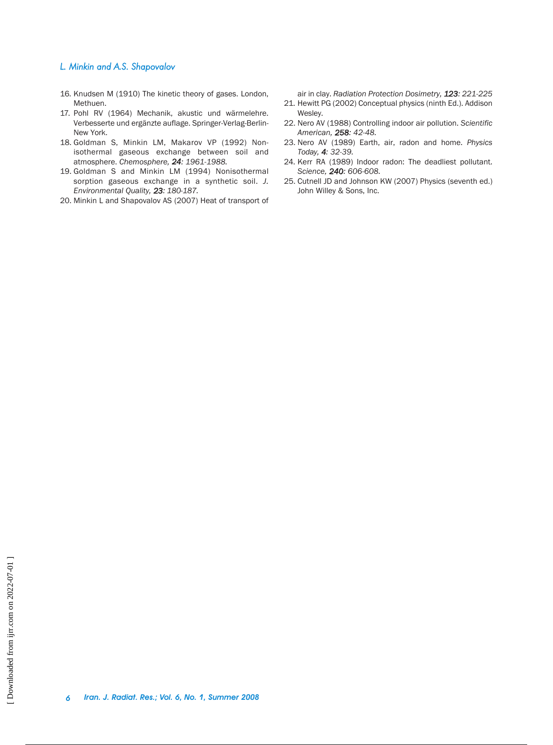16. Knudsen M (1910) The kinetic theory of gases. London, Methuen.
17. Pohl RV (1964) Mechanik, akustic und wärmelehre. Verbesserte und ergänzte auflage. Springer-Verlag-Berlin-New York.
18. Goldman S, Minkin LM, Makarov VP (1992) Non-isothermal gaseous exchange between soil and atmosphere. *Chemosphere, **24**: 1961-1988.*
19. Goldman S and Minkin LM (1994) Nonisothermal sorption gaseous exchange in a synthetic soil. *J. Environmental Quality, **23**: 180-187.*
20. Minkin L and Shapovalov AS (2007) Heat of transport of air in clay. *Radiation Protection Dosimetry, **123**: 221-225*
21. Hewitt PG (2002) Conceptual physics (ninth Ed.). Addison Wesley.
22. Nero AV (1988) Controlling indoor air pollution. *Scientific American, **258**: 42-48.*
23. Nero AV (1989) Earth, air, radon and home. *Physics Today, **4**: 32-39.*
24. Kerr RA (1989) Indoor radon: The deadliest pollutant. *Science, **240**: 606-608.*
25. Cutnell JD and Johnson KW (2007) Physics (seventh ed.) John Willey & Sons, Inc.